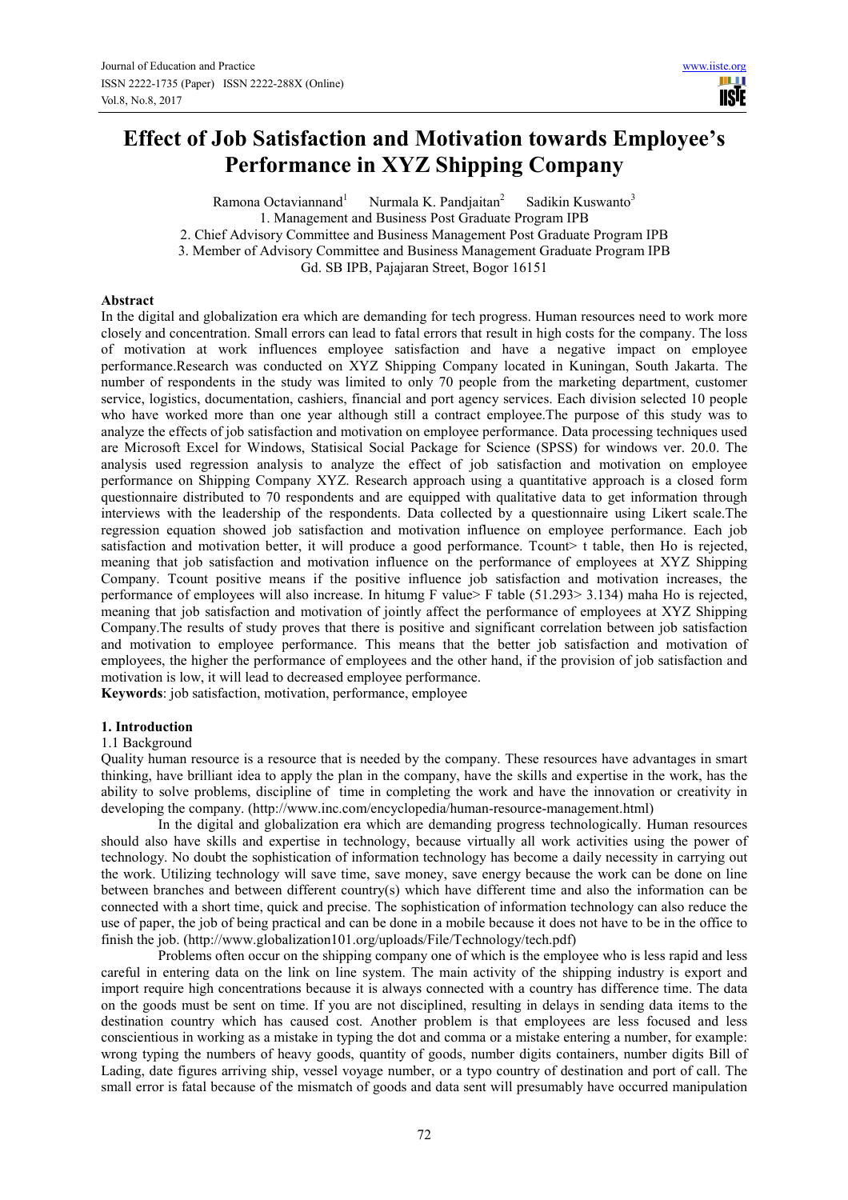# Effect of Job Satisfaction and Motivation towards Employee's Performance in XYZ Shipping Company

Ramona Octaviannand[1] Nurmala K. Pandjaitan[2] Sadikin Kuswanto[3]

1. Management and Business Post Graduate Program IPB
2. Chief Advisory Committee and Business Management Post Graduate Program IPB
3. Member of Advisory Committee and Business Management Graduate Program IPB

Gd. SB IPB, Pajajaran Street, Bogor 16151

## Abstract

In the digital and globalization era which are demanding for tech progress. Human resources need to work more closely and concentration. Small errors can lead to fatal errors that result in high costs for the company. The loss of motivation at work influences employee satisfaction and have a negative impact on employee performance.Research was conducted on XYZ Shipping Company located in Kuningan, South Jakarta. The number of respondents in the study was limited to only 70 people from the marketing department, customer service, logistics, documentation, cashiers, financial and port agency services. Each division selected 10 people who have worked more than one year although still a contract employee.The purpose of this study was to analyze the effects of job satisfaction and motivation on employee performance. Data processing techniques used are Microsoft Excel for Windows, Statisical Social Package for Science (SPSS) for windows ver. 20.0. The analysis used regression analysis to analyze the effect of job satisfaction and motivation on employee performance on Shipping Company XYZ. Research approach using a quantitative approach is a closed form questionnaire distributed to 70 respondents and are equipped with qualitative data to get information through interviews with the leadership of the respondents. Data collected by a questionnaire using Likert scale.The regression equation showed job satisfaction and motivation influence on employee performance. Each job satisfaction and motivation better, it will produce a good performance. Tcount> t table, then Ho is rejected, meaning that job satisfaction and motivation influence on the performance of employees at XYZ Shipping Company. Tcount positive means if the positive influence job satisfaction and motivation increases, the performance of employees will also increase. In hitumg F value> F table (51.293> 3.134) maha Ho is rejected, meaning that job satisfaction and motivation of jointly affect the performance of employees at XYZ Shipping Company.The results of study proves that there is positive and significant correlation between job satisfaction and motivation to employee performance. This means that the better job satisfaction and motivation of employees, the higher the performance of employees and the other hand, if the provision of job satisfaction and motivation is low, it will lead to decreased employee performance.

**Keywords**: job satisfaction, motivation, performance, employee

## 1. Introduction

### 1.1 Background

Quality human resource is a resource that is needed by the company. These resources have advantages in smart thinking, have brilliant idea to apply the plan in the company, have the skills and expertise in the work, has the ability to solve problems, discipline of time in completing the work and have the innovation or creativity in developing the company. (http://www.inc.com/encyclopedia/human-resource-management.html)

In the digital and globalization era which are demanding progress technologically. Human resources should also have skills and expertise in technology, because virtually all work activities using the power of technology. No doubt the sophistication of information technology has become a daily necessity in carrying out the work. Utilizing technology will save time, save money, save energy because the work can be done on line between branches and between different country(s) which have different time and also the information can be connected with a short time, quick and precise. The sophistication of information technology can also reduce the use of paper, the job of being practical and can be done in a mobile because it does not have to be in the office to finish the job. (http://www.globalization101.org/uploads/File/Technology/tech.pdf)

Problems often occur on the shipping company one of which is the employee who is less rapid and less careful in entering data on the link on line system. The main activity of the shipping industry is export and import require high concentrations because it is always connected with a country has difference time. The data on the goods must be sent on time. If you are not disciplined, resulting in delays in sending data items to the destination country which has caused cost. Another problem is that employees are less focused and less conscientious in working as a mistake in typing the dot and comma or a mistake entering a number, for example: wrong typing the numbers of heavy goods, quantity of goods, number digits containers, number digits Bill of Lading, date figures arriving ship, vessel voyage number, or a typo country of destination and port of call. The small error is fatal because of the mismatch of goods and data sent will presumably have occurred manipulation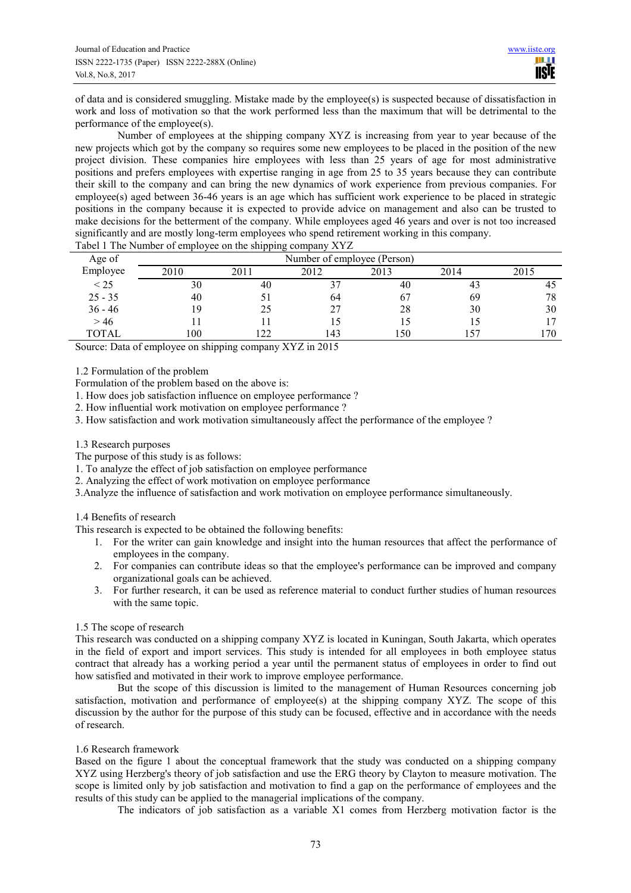of data and is considered smuggling. Mistake made by the employee(s) is suspected because of dissatisfaction in work and loss of motivation so that the work performed less than the maximum that will be detrimental to the performance of the employee(s).

Number of employees at the shipping company XYZ is increasing from year to year because of the new projects which got by the company so requires some new employees to be placed in the position of the new project division. These companies hire employees with less than 25 years of age for most administrative positions and prefers employees with expertise ranging in age from 25 to 35 years because they can contribute their skill to the company and can bring the new dynamics of work experience from previous companies. For employee(s) aged between 36-46 years is an age which has sufficient work experience to be placed in strategic positions in the company because it is expected to provide advice on management and also can be trusted to make decisions for the betterment of the company. While employees aged 46 years and over is not too increased significantly and are mostly long-term employees who spend retirement working in this company.

Tabel 1 The Number of employee on the shipping company XYZ

| Age of Employee | Number of employee (Person) | | | | | |
|---|---|---|---|---|---|---|
| | 2010 | 2011 | 2012 | 2013 | 2014 | 2015 |
| < 25 | 30 | 40 | 37 | 40 | 43 | 45 |
| 25 - 35 | 40 | 51 | 64 | 67 | 69 | 78 |
| 36 - 46 | 19 | 25 | 27 | 28 | 30 | 30 |
| > 46 | 11 | 11 | 15 | 15 | 15 | 17 |
| TOTAL | 100 | 122 | 143 | 150 | 157 | 170 |

Source: Data of employee on shipping company XYZ in 2015

1.2 Formulation of the problem

Formulation of the problem based on the above is:

1. How does job satisfaction influence on employee performance ?
2. How influential work motivation on employee performance ?
3. How satisfaction and work motivation simultaneously affect the performance of the employee ?

1.3 Research purposes

The purpose of this study is as follows:

1. To analyze the effect of job satisfaction on employee performance
2. Analyzing the effect of work motivation on employee performance
3. Analyze the influence of satisfaction and work motivation on employee performance simultaneously.

1.4 Benefits of research

This research is expected to be obtained the following benefits:

1. For the writer can gain knowledge and insight into the human resources that affect the performance of employees in the company.
2. For companies can contribute ideas so that the employee's performance can be improved and company organizational goals can be achieved.
3. For further research, it can be used as reference material to conduct further studies of human resources with the same topic.

1.5 The scope of research

This research was conducted on a shipping company XYZ is located in Kuningan, South Jakarta, which operates in the field of export and import services. This study is intended for all employees in both employee status contract that already has a working period a year until the permanent status of employees in order to find out how satisfied and motivated in their work to improve employee performance.

But the scope of this discussion is limited to the management of Human Resources concerning job satisfaction, motivation and performance of employee(s) at the shipping company XYZ. The scope of this discussion by the author for the purpose of this study can be focused, effective and in accordance with the needs of research.

1.6 Research framework

Based on the figure 1 about the conceptual framework that the study was conducted on a shipping company XYZ using Herzberg's theory of job satisfaction and use the ERG theory by Clayton to measure motivation. The scope is limited only by job satisfaction and motivation to find a gap on the performance of employees and the results of this study can be applied to the managerial implications of the company.

The indicators of job satisfaction as a variable X1 comes from Herzberg motivation factor is the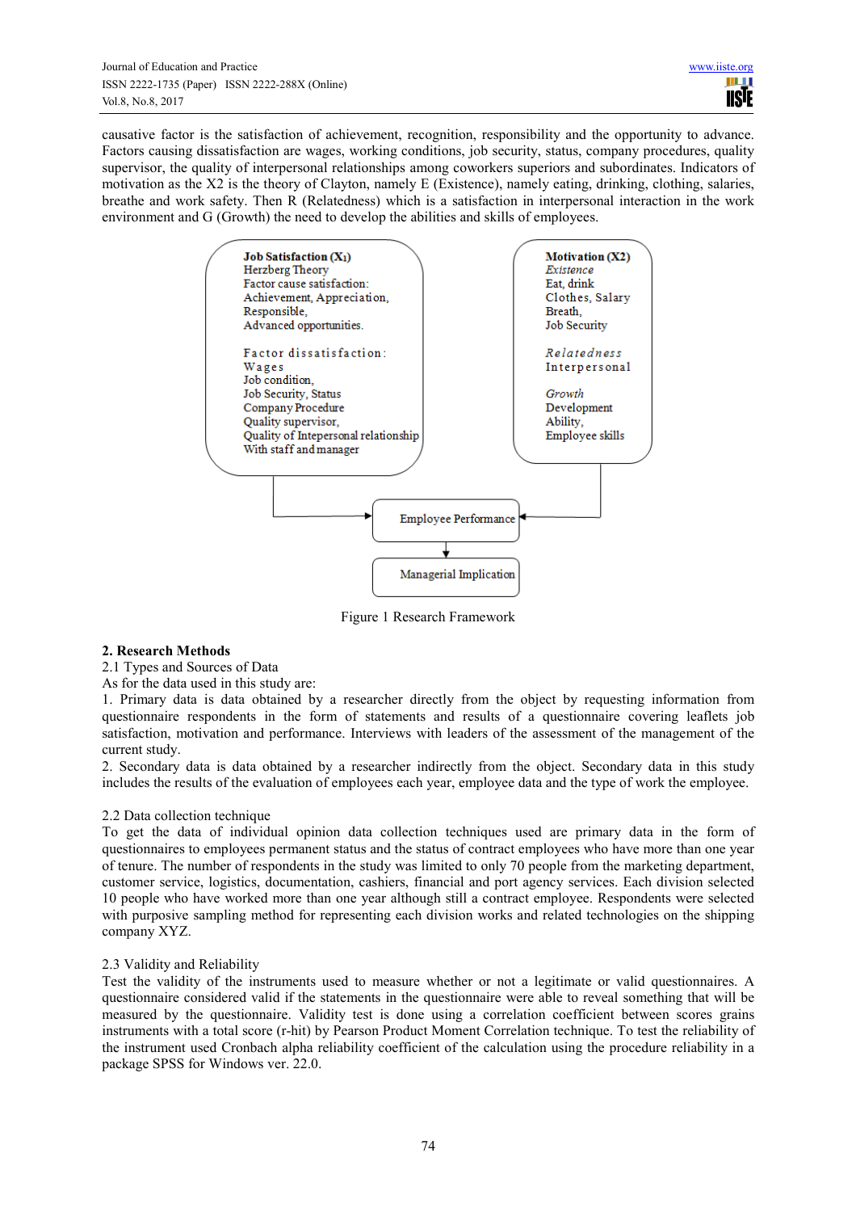causative factor is the satisfaction of achievement, recognition, responsibility and the opportunity to advance. Factors causing dissatisfaction are wages, working conditions, job security, status, company procedures, quality supervisor, the quality of interpersonal relationships among coworkers superiors and subordinates. Indicators of motivation as the X2 is the theory of Clayton, namely E (Existence), namely eating, drinking, clothing, salaries, breathe and work safety. Then R (Relatedness) which is a satisfaction in interpersonal interaction in the work environment and G (Growth) the need to develop the abilities and skills of employees.

**Job Satisfaction ($X_1$)**
Herzberg Theory
Factor cause satisfaction:
Achievement, Appreciation,
Responsible,
Advanced opportunities.

Factor dissatisfaction:
Wages
Job condition,
Job Security, Status
Company Procedure
Quality supervisor,
Quality of Intepersonal relationship
With staff and manager

**Motivation (X2)**
*Existence*
Eat, drink
Clothes, Salary
Breath,
Job Security

*Relatedness*
Interpersonal

*Growth*
Development
Ability,
Employee skills

Employee Performance

Managerial Implication

Figure 1 Research Framework

## 2. Research Methods

2.1 Types and Sources of Data

As for the data used in this study are:

1. Primary data is data obtained by a researcher directly from the object by requesting information from questionnaire respondents in the form of statements and results of a questionnaire covering leaflets job satisfaction, motivation and performance. Interviews with leaders of the assessment of the management of the current study.
2. Secondary data is data obtained by a researcher indirectly from the object. Secondary data in this study includes the results of the evaluation of employees each year, employee data and the type of work the employee.

2.2 Data collection technique

To get the data of individual opinion data collection techniques used are primary data in the form of questionnaires to employees permanent status and the status of contract employees who have more than one year of tenure. The number of respondents in the study was limited to only 70 people from the marketing department, customer service, logistics, documentation, cashiers, financial and port agency services. Each division selected 10 people who have worked more than one year although still a contract employee. Respondents were selected with purposive sampling method for representing each division works and related technologies on the shipping company XYZ.

2.3 Validity and Reliability

Test the validity of the instruments used to measure whether or not a legitimate or valid questionnaires. A questionnaire considered valid if the statements in the questionnaire were able to reveal something that will be measured by the questionnaire. Validity test is done using a correlation coefficient between scores grains instruments with a total score (r-hit) by Pearson Product Moment Correlation technique. To test the reliability of the instrument used Cronbach alpha reliability coefficient of the calculation using the procedure reliability in a package SPSS for Windows ver. 22.0.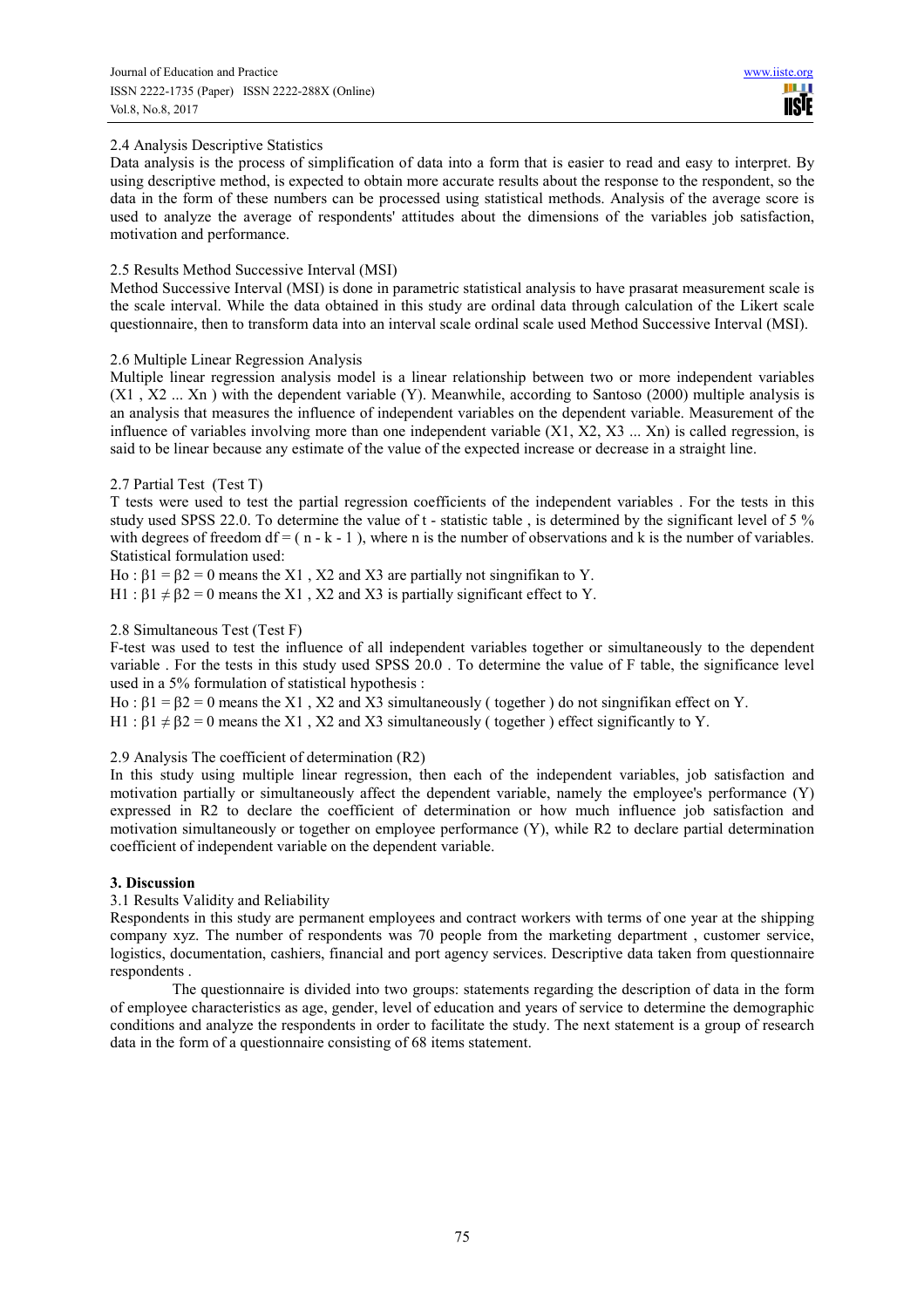### 2.4 Analysis Descriptive Statistics

Data analysis is the process of simplification of data into a form that is easier to read and easy to interpret. By using descriptive method, is expected to obtain more accurate results about the response to the respondent, so the data in the form of these numbers can be processed using statistical methods. Analysis of the average score is used to analyze the average of respondents' attitudes about the dimensions of the variables job satisfaction, motivation and performance.

### 2.5 Results Method Successive Interval (MSI)

Method Successive Interval (MSI) is done in parametric statistical analysis to have prasarat measurement scale is the scale interval. While the data obtained in this study are ordinal data through calculation of the Likert scale questionnaire, then to transform data into an interval scale ordinal scale used Method Successive Interval (MSI).

### 2.6 Multiple Linear Regression Analysis

Multiple linear regression analysis model is a linear relationship between two or more independent variables ($X1$ , $X2$ ... $Xn$ ) with the dependent variable (Y). Meanwhile, according to Santoso (2000) multiple analysis is an analysis that measures the influence of independent variables on the dependent variable. Measurement of the influence of variables involving more than one independent variable ($X1$, $X2$, $X3$ ... $Xn$) is called regression, is said to be linear because any estimate of the value of the expected increase or decrease in a straight line.

### 2.7 Partial Test (Test T)

T tests were used to test the partial regression coefficients of the independent variables . For the tests in this study used SPSS 22.0. To determine the value of t - statistic table , is determined by the significant level of 5 % with degrees of freedom $df = ( n - k - 1 )$, where n is the number of observations and k is the number of variables. Statistical formulation used:

Ho : $\beta 1 = \beta 2 = 0$ means the X1 , X2 and X3 are partially not singnifikan to Y.

H1 : $\beta 1 \neq \beta 2 = 0$ means the X1 , X2 and X3 is partially significant effect to Y.

### 2.8 Simultaneous Test (Test F)

F-test was used to test the influence of all independent variables together or simultaneously to the dependent variable . For the tests in this study used SPSS 20.0 . To determine the value of F table, the significance level used in a 5% formulation of statistical hypothesis :

Ho : $\beta 1 = \beta 2 = 0$ means the X1 , X2 and X3 simultaneously ( together ) do not singnifikan effect on Y.

H1 : $\beta 1 \neq \beta 2 = 0$ means the X1 , X2 and X3 simultaneously ( together ) effect significantly to Y.

### 2.9 Analysis The coefficient of determination (R2)

In this study using multiple linear regression, then each of the independent variables, job satisfaction and motivation partially or simultaneously affect the dependent variable, namely the employee's performance (Y) expressed in R2 to declare the coefficient of determination or how much influence job satisfaction and motivation simultaneously or together on employee performance (Y), while R2 to declare partial determination coefficient of independent variable on the dependent variable.

## 3. Discussion

### 3.1 Results Validity and Reliability

Respondents in this study are permanent employees and contract workers with terms of one year at the shipping company xyz. The number of respondents was 70 people from the marketing department , customer service, logistics, documentation, cashiers, financial and port agency services. Descriptive data taken from questionnaire respondents .

The questionnaire is divided into two groups: statements regarding the description of data in the form of employee characteristics as age, gender, level of education and years of service to determine the demographic conditions and analyze the respondents in order to facilitate the study. The next statement is a group of research data in the form of a questionnaire consisting of 68 items statement.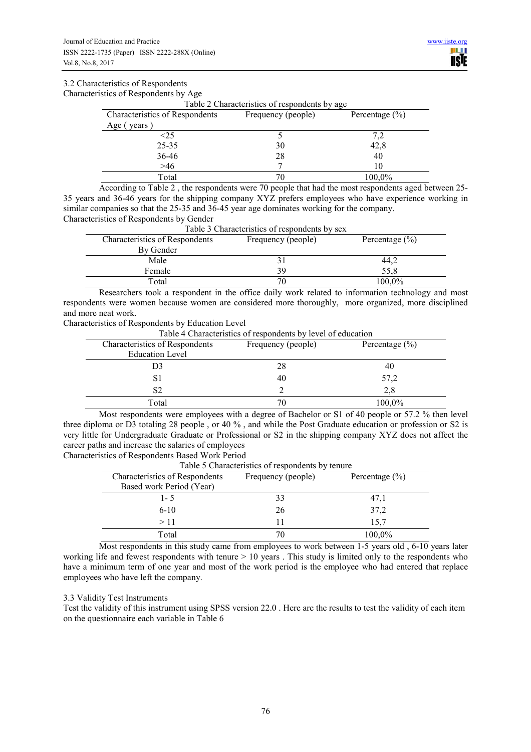### 3.2 Characteristics of Respondents

Characteristics of Respondents by Age

Table 2 Characteristics of respondents by age

| Characteristics of Respondents Age ( years ) | Frequency (people) | Percentage (%) |
|---|---|---|
| <25 | 5 | 7,2 |
| 25-35 | 30 | 42,8 |
| 36-46 | 28 | 40 |
| >46 | 7 | 10 |
| Total | 70 | 100,0% |

According to Table 2 , the respondents were 70 people that had the most respondents aged between 25-35 years and 36-46 years for the shipping company XYZ prefers employees who have experience working in similar companies so that the 25-35 and 36-45 year age dominates working for the company.

Characteristics of Respondents by Gender

Table 3 Characteristics of respondents by sex

| Characteristics of Respondents By Gender | Frequency (people) | Percentage (%) |
|---|---|---|
| Male | 31 | 44,2 |
| Female | 39 | 55,8 |
| Total | 70 | 100,0% |

Researchers took a respondent in the office daily work related to information technology and most respondents were women because women are considered more thoroughly, more organized, more disciplined and more neat work.

Characteristics of Respondents by Education Level

Table 4 Characteristics of respondents by level of education

| Characteristics of Respondents Education Level | Frequency (people) | Percentage (%) |
|---|---|---|
| D3 | 28 | 40 |
| S1 | 40 | 57,2 |
| S2 | 2 | 2,8 |
| Total | 70 | 100,0% |

Most respondents were employees with a degree of Bachelor or S1 of 40 people or 57.2 % then level three diploma or D3 totaling 28 people , or 40 % , and while the Post Graduate education or profession or S2 is very little for Undergraduate Graduate or Professional or S2 in the shipping company XYZ does not affect the career paths and increase the salaries of employees

Characteristics of Respondents Based Work Period

Table 5 Characteristics of respondents by tenure

| Characteristics of Respondents Based work Period (Year) | Frequency (people) | Percentage (%) |
|---|---|---|
| 1- 5 | 33 | 47,1 |
| 6-10 | 26 | 37,2 |
| > 11 | 11 | 15,7 |
| Total | 70 | 100,0% |

Most respondents in this study came from employees to work between 1-5 years old , 6-10 years later working life and fewest respondents with tenure > 10 years . This study is limited only to the respondents who have a minimum term of one year and most of the work period is the employee who had entered that replace employees who have left the company.

### 3.3 Validity Test Instruments

Test the validity of this instrument using SPSS version 22.0 . Here are the results to test the validity of each item on the questionnaire each variable in Table 6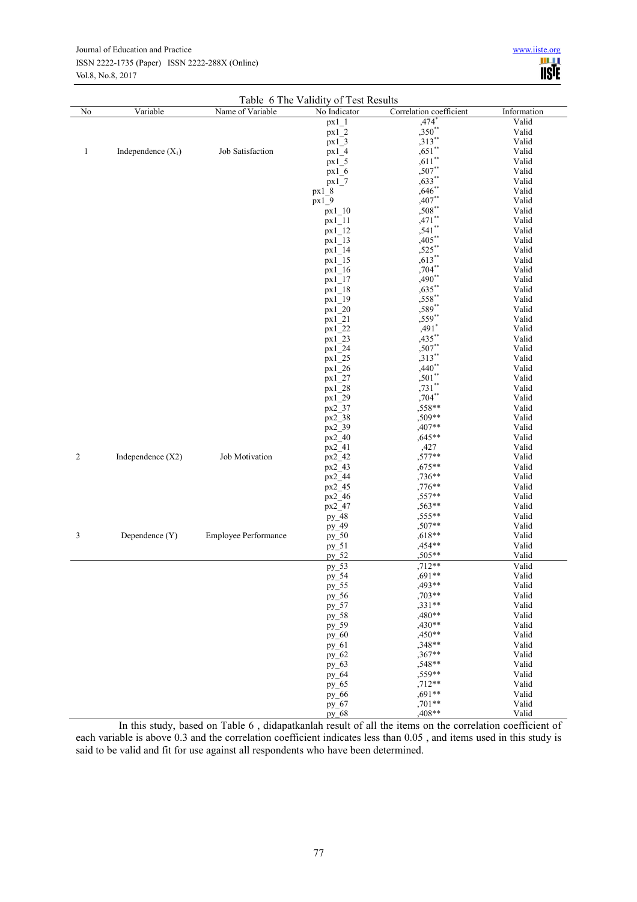Table 6 The Validity of Test Results

| No | Variable | Name of Variable | No Indicator | Correlation coefficient | Information |
|---|---|---|---|---|---|
| 1 | Independence ($X_1$) | Job Satisfaction | px1_1 | ,474* | Valid |
| | | | px1_2 | ,350** | Valid |
| | | | px1_3 | ,313** | Valid |
| | | | px1_4 | ,651** | Valid |
| | | | px1_5 | ,611** | Valid |
| | | | px1_6 | ,507** | Valid |
| | | | px1_7 | ,633** | Valid |
| | | | px1_8 | ,646** | Valid |
| | | | px1_9 | ,407** | Valid |
| | | | px1_10 | ,508** | Valid |
| | | | px1_11 | ,471** | Valid |
| | | | px1_12 | ,541** | Valid |
| | | | px1_13 | ,405** | Valid |
| | | | px1_14 | ,525** | Valid |
| | | | px1_15 | ,613** | Valid |
| | | | px1_16 | ,704** | Valid |
| | | | px1_17 | ,490** | Valid |
| | | | px1_18 | ,635** | Valid |
| | | | px1_19 | ,558** | Valid |
| | | | px1_20 | ,589** | Valid |
| | | | px1_21 | ,559** | Valid |
| | | | px1_22 | ,491* | Valid |
| | | | px1_23 | ,435** | Valid |
| | | | px1_24 | ,507** | Valid |
| | | | px1_25 | ,313** | Valid |
| | | | px1_26 | ,440** | Valid |
| | | | px1_27 | ,501** | Valid |
| | | | px1_28 | ,731** | Valid |
| | | | px1_29 | ,704** | Valid |
| 2 | Independence (X2) | Job Motivation | px2_37 | ,558** | Valid |
| | | | px2_38 | ,509** | Valid |
| | | | px2_39 | ,407** | Valid |
| | | | px2_40 | ,645** | Valid |
| | | | px2_41 | ,427 | Valid |
| | | | px2_42 | ,577** | Valid |
| | | | px2_43 | ,675** | Valid |
| | | | px2_44 | ,736** | Valid |
| | | | px2_45 | ,776** | Valid |
| | | | px2_46 | ,557** | Valid |
| | | | px2_47 | ,563** | Valid |
| 3 | Dependence (Y) | Employee Performance | py_48 | ,555** | Valid |
| | | | py_49 | ,507** | Valid |
| | | | py_50 | ,618** | Valid |
| | | | py_51 | ,454** | Valid |
| | | | py_52 | ,505** | Valid |
| | | | py_53 | ,712** | Valid |
| | | | py_54 | ,691** | Valid |
| | | | py_55 | ,493** | Valid |
| | | | py_56 | ,703** | Valid |
| | | | py_57 | ,331** | Valid |
| | | | py_58 | ,480** | Valid |
| | | | py_59 | ,430** | Valid |
| | | | py_60 | ,450** | Valid |
| | | | py_61 | ,348** | Valid |
| | | | py_62 | ,367** | Valid |
| | | | py_63 | ,548** | Valid |
| | | | py_64 | ,559** | Valid |
| | | | py_65 | ,712** | Valid |
| | | | py_66 | ,691** | Valid |
| | | | py_67 | ,701** | Valid |
| | | | py_68 | ,408** | Valid |

In this study, based on Table 6 , didapatkanlah result of all the items on the correlation coefficient of each variable is above 0.3 and the correlation coefficient indicates less than 0.05 , and items used in this study is said to be valid and fit for use against all respondents who have been determined.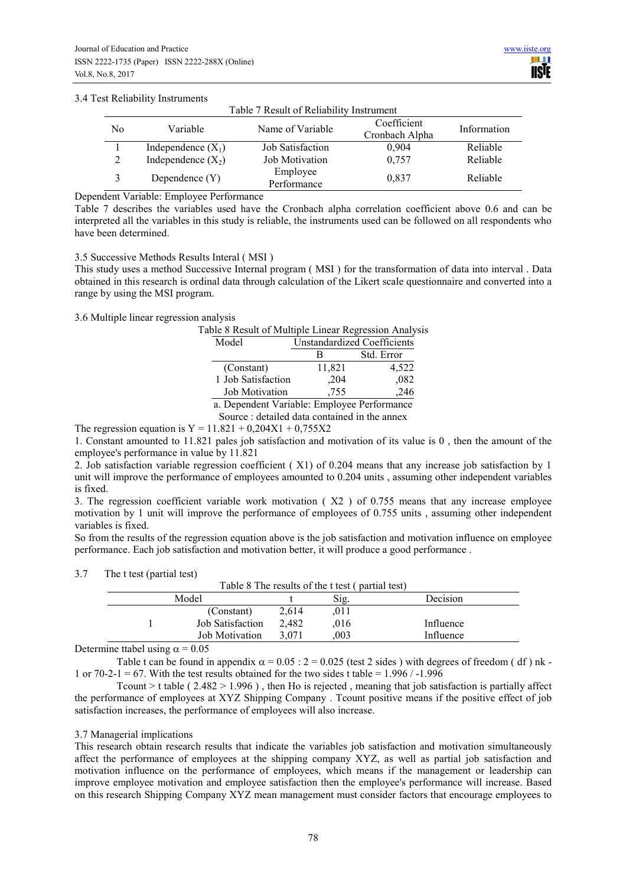### 3.4 Test Reliability Instruments

Table 7 Result of Reliability Instrument

| No | Variable | Name of Variable | Coefficient Cronbach Alpha | Information |
|---|---|---|---|---|
| 1 | Independence ($X_1$) | Job Satisfaction | 0,904 | Reliable |
| 2 | Independence ($X_2$) | Job Motivation | 0,757 | Reliable |
| 3 | Dependence (Y) | Employee Performance | 0,837 | Reliable |

Dependent Variable: Employee Performance

Table 7 describes the variables used have the Cronbach alpha correlation coefficient above 0.6 and can be interpreted all the variables in this study is reliable, the instruments used can be followed on all respondents who have been determined.

### 3.5 Successive Methods Results Interal ( MSI )

This study uses a method Successive Internal program ( MSI ) for the transformation of data into interval . Data obtained in this research is ordinal data through calculation of the Likert scale questionnaire and converted into a range by using the MSI program.

### 3.6 Multiple linear regression analysis

Table 8 Result of Multiple Linear Regression Analysis

| Model | Unstandardized Coefficients | |
|---|---|---|
| | B | Std. Error |
| (Constant) | 11,821 | 4,522 |
| 1 Job Satisfaction | ,204 | ,082 |
| Job Motivation | ,755 | ,246 |

a. Dependent Variable: Employee Performance

Source : detailed data contained in the annex

The regression equation is $Y = 11.821 + 0{,}204X1 + 0{,}755X2$

1. Constant amounted to 11.821 pales job satisfaction and motivation of its value is 0 , then the amount of the employee's performance in value by 11.821
2. Job satisfaction variable regression coefficient ( X1) of 0.204 means that any increase job satisfaction by 1 unit will improve the performance of employees amounted to 0.204 units , assuming other independent variables is fixed.
3. The regression coefficient variable work motivation ( X2 ) of 0.755 means that any increase employee motivation by 1 unit will improve the performance of employees of 0.755 units , assuming other independent variables is fixed.

So from the results of the regression equation above is the job satisfaction and motivation influence on employee performance. Each job satisfaction and motivation better, it will produce a good performance .

### 3.7 The t test (partial test)

Table 8 The results of the t test ( partial test)

| Model | | t | Sig. | Decision |
|---|---|---|---|---|
| | (Constant) | 2,614 | ,011 | |
| 1 | Job Satisfaction | 2,482 | ,016 | Influence |
| | Job Motivation | 3,071 | ,003 | Influence |

Determine ttabel using $\alpha = 0.05$

Table t can be found in appendix $\alpha = 0.05 : 2 = 0.025$ (test 2 sides ) with degrees of freedom ( df ) nk - 1 or 70-2-1 = 67. With the test results obtained for the two sides t table = 1.996 / -1.996

Tcount > t table ( 2.482 > 1.996 ) , then Ho is rejected , meaning that job satisfaction is partially affect the performance of employees at XYZ Shipping Company . Tcount positive means if the positive effect of job satisfaction increases, the performance of employees will also increase.

### 3.7 Managerial implications

This research obtain research results that indicate the variables job satisfaction and motivation simultaneously affect the performance of employees at the shipping company XYZ, as well as partial job satisfaction and motivation influence on the performance of employees, which means if the management or leadership can improve employee motivation and employee satisfaction then the employee's performance will increase. Based on this research Shipping Company XYZ mean management must consider factors that encourage employees to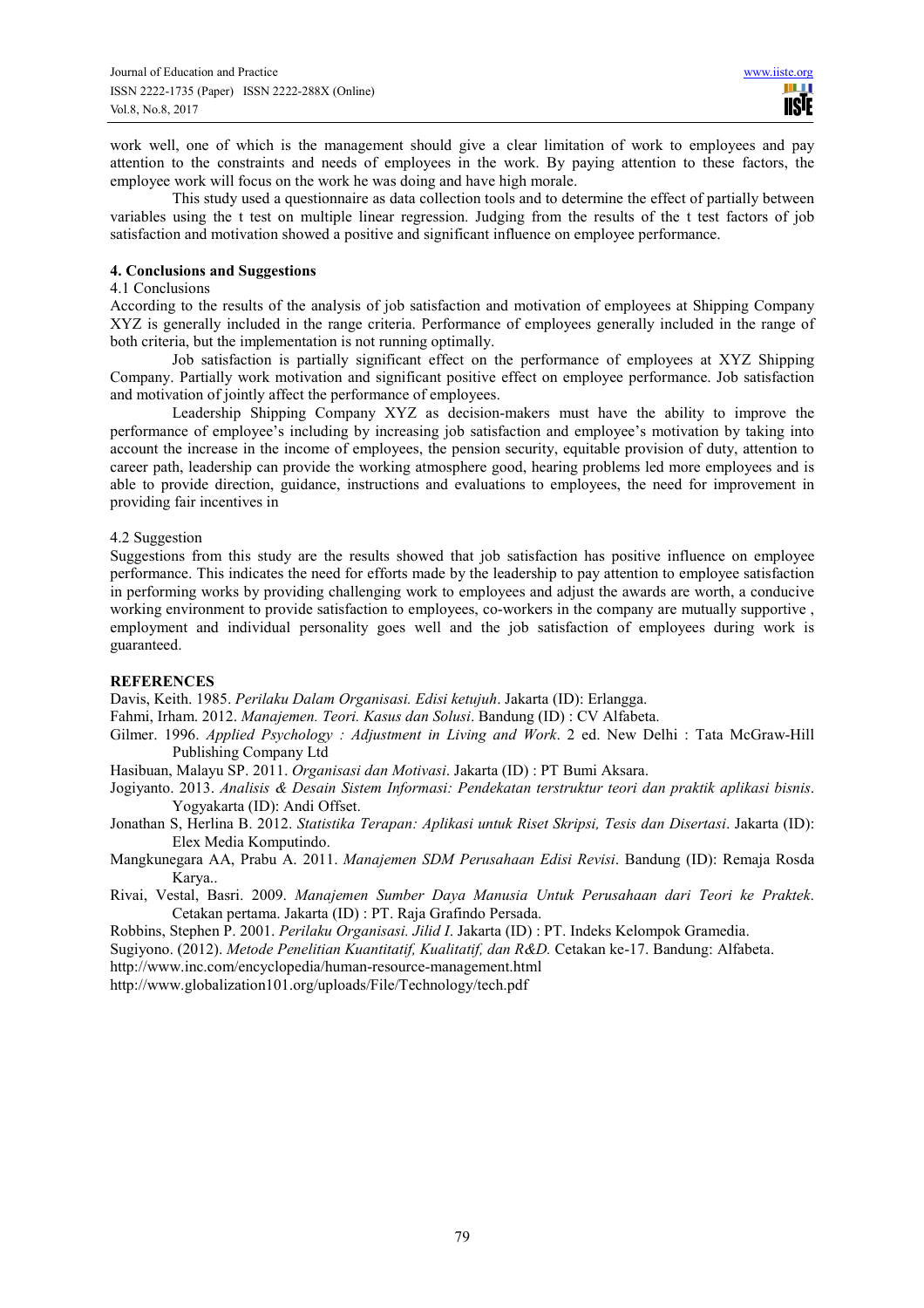work well, one of which is the management should give a clear limitation of work to employees and pay attention to the constraints and needs of employees in the work. By paying attention to these factors, the employee work will focus on the work he was doing and have high morale.

This study used a questionnaire as data collection tools and to determine the effect of partially between variables using the t test on multiple linear regression. Judging from the results of the t test factors of job satisfaction and motivation showed a positive and significant influence on employee performance.

## 4. Conclusions and Suggestions

### 4.1 Conclusions

According to the results of the analysis of job satisfaction and motivation of employees at Shipping Company XYZ is generally included in the range criteria. Performance of employees generally included in the range of both criteria, but the implementation is not running optimally.

Job satisfaction is partially significant effect on the performance of employees at XYZ Shipping Company. Partially work motivation and significant positive effect on employee performance. Job satisfaction and motivation of jointly affect the performance of employees.

Leadership Shipping Company XYZ as decision-makers must have the ability to improve the performance of employee's including by increasing job satisfaction and employee's motivation by taking into account the increase in the income of employees, the pension security, equitable provision of duty, attention to career path, leadership can provide the working atmosphere good, hearing problems led more employees and is able to provide direction, guidance, instructions and evaluations to employees, the need for improvement in providing fair incentives in

### 4.2 Suggestion

Suggestions from this study are the results showed that job satisfaction has positive influence on employee performance. This indicates the need for efforts made by the leadership to pay attention to employee satisfaction in performing works by providing challenging work to employees and adjust the awards are worth, a conducive working environment to provide satisfaction to employees, co-workers in the company are mutually supportive , employment and individual personality goes well and the job satisfaction of employees during work is guaranteed.

## REFERENCES

Davis, Keith. 1985. *Perilaku Dalam Organisasi. Edisi ketujuh*. Jakarta (ID): Erlangga.

Fahmi, Irham. 2012. *Manajemen. Teori. Kasus dan Solusi*. Bandung (ID) : CV Alfabeta.

Gilmer. 1996. *Applied Psychology : Adjustment in Living and Work*. 2 ed. New Delhi : Tata McGraw-Hill Publishing Company Ltd

Hasibuan, Malayu SP. 2011. *Organisasi dan Motivasi*. Jakarta (ID) : PT Bumi Aksara.

Jogiyanto. 2013. *Analisis & Desain Sistem Informasi: Pendekatan terstruktur teori dan praktik aplikasi bisnis*. Yogyakarta (ID): Andi Offset.

Jonathan S, Herlina B. 2012. *Statistika Terapan: Aplikasi untuk Riset Skripsi, Tesis dan Disertasi*. Jakarta (ID): Elex Media Komputindo.

Mangkunegara AA, Prabu A. 2011. *Manajemen SDM Perusahaan Edisi Revisi*. Bandung (ID): Remaja Rosda Karya..

Rivai, Vestal, Basri. 2009. *Manajemen Sumber Daya Manusia Untuk Perusahaan dari Teori ke Praktek*. Cetakan pertama. Jakarta (ID) : PT. Raja Grafindo Persada.

Robbins, Stephen P. 2001. *Perilaku Organisasi. Jilid I*. Jakarta (ID) : PT. Indeks Kelompok Gramedia.

Sugiyono. (2012). *Metode Penelitian Kuantitatif, Kualitatif, dan R&D.* Cetakan ke-17. Bandung: Alfabeta.

http://www.inc.com/encyclopedia/human-resource-management.html

http://www.globalization101.org/uploads/File/Technology/tech.pdf